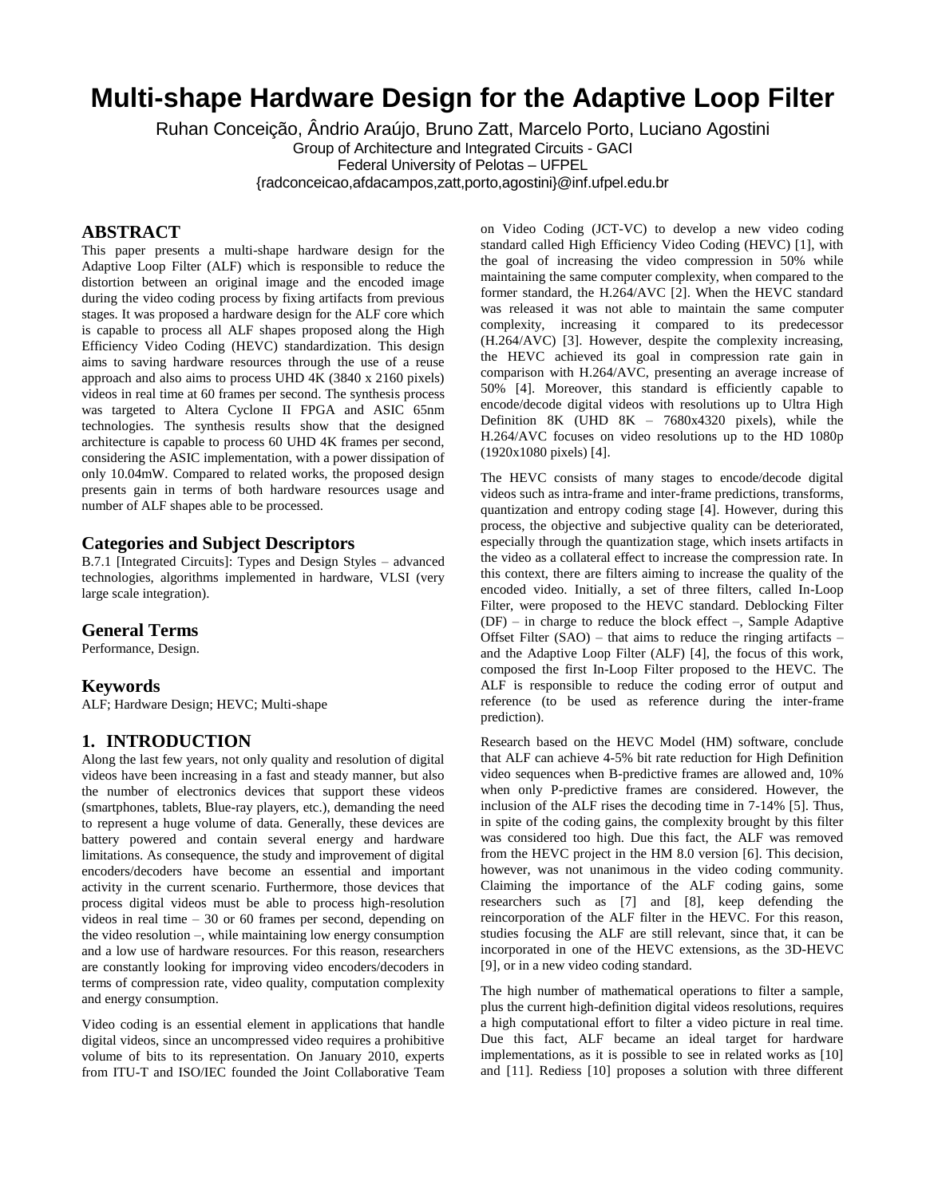# Multi-shape Hardware Design for the Adaptive Loop Filter

Ruhan Conceição, Ândrio Araújo, Bruno Zatt, Marcelo Porto, Luciano Agostini
Group of Architecture and Integrated Circuits - GACI
Federal University of Pelotas – UFPEL
{radconceicao,afdacampos,zatt,porto,agostini}@inf.ufpel.edu.br

## ABSTRACT

This paper presents a multi-shape hardware design for the Adaptive Loop Filter (ALF) which is responsible to reduce the distortion between an original image and the encoded image during the video coding process by fixing artifacts from previous stages. It was proposed a hardware design for the ALF core which is capable to process all ALF shapes proposed along the High Efficiency Video Coding (HEVC) standardization. This design aims to saving hardware resources through the use of a reuse approach and also aims to process UHD 4K (3840 x 2160 pixels) videos in real time at 60 frames per second. The synthesis process was targeted to Altera Cyclone II FPGA and ASIC 65nm technologies. The synthesis results show that the designed architecture is capable to process 60 UHD 4K frames per second, considering the ASIC implementation, with a power dissipation of only 10.04mW. Compared to related works, the proposed design presents gain in terms of both hardware resources usage and number of ALF shapes able to be processed.

## Categories and Subject Descriptors

B.7.1 [Integrated Circuits]: Types and Design Styles – advanced technologies, algorithms implemented in hardware, VLSI (very large scale integration).

## General Terms

Performance, Design.

## Keywords

ALF; Hardware Design; HEVC; Multi-shape

## 1. INTRODUCTION

Along the last few years, not only quality and resolution of digital videos have been increasing in a fast and steady manner, but also the number of electronics devices that support these videos (smartphones, tablets, Blue-ray players, etc.), demanding the need to represent a huge volume of data. Generally, these devices are battery powered and contain several energy and hardware limitations. As consequence, the study and improvement of digital encoders/decoders have become an essential and important activity in the current scenario. Furthermore, those devices that process digital videos must be able to process high-resolution videos in real time – 30 or 60 frames per second, depending on the video resolution –, while maintaining low energy consumption and a low use of hardware resources. For this reason, researchers are constantly looking for improving video encoders/decoders in terms of compression rate, video quality, computation complexity and energy consumption.

Video coding is an essential element in applications that handle digital videos, since an uncompressed video requires a prohibitive volume of bits to its representation. On January 2010, experts from ITU-T and ISO/IEC founded the Joint Collaborative Team on Video Coding (JCT-VC) to develop a new video coding standard called High Efficiency Video Coding (HEVC) [1], with the goal of increasing the video compression in 50% while maintaining the same computer complexity, when compared to the former standard, the H.264/AVC [2]. When the HEVC standard was released it was not able to maintain the same computer complexity, increasing it compared to its predecessor (H.264/AVC) [3]. However, despite the complexity increasing, the HEVC achieved its goal in compression rate gain in comparison with H.264/AVC, presenting an average increase of 50% [4]. Moreover, this standard is efficiently capable to encode/decode digital videos with resolutions up to Ultra High Definition 8K (UHD 8K – 7680x4320 pixels), while the H.264/AVC focuses on video resolutions up to the HD 1080p (1920x1080 pixels) [4].

The HEVC consists of many stages to encode/decode digital videos such as intra-frame and inter-frame predictions, transforms, quantization and entropy coding stage [4]. However, during this process, the objective and subjective quality can be deteriorated, especially through the quantization stage, which insets artifacts in the video as a collateral effect to increase the compression rate. In this context, there are filters aiming to increase the quality of the encoded video. Initially, a set of three filters, called In-Loop Filter, were proposed to the HEVC standard. Deblocking Filter (DF) – in charge to reduce the block effect –, Sample Adaptive Offset Filter (SAO) – that aims to reduce the ringing artifacts – and the Adaptive Loop Filter (ALF) [4], the focus of this work, composed the first In-Loop Filter proposed to the HEVC. The ALF is responsible to reduce the coding error of output and reference (to be used as reference during the inter-frame prediction).

Research based on the HEVC Model (HM) software, conclude that ALF can achieve 4-5% bit rate reduction for High Definition video sequences when B-predictive frames are allowed and, 10% when only P-predictive frames are considered. However, the inclusion of the ALF rises the decoding time in 7-14% [5]. Thus, in spite of the coding gains, the complexity brought by this filter was considered too high. Due this fact, the ALF was removed from the HEVC project in the HM 8.0 version [6]. This decision, however, was not unanimous in the video coding community. Claiming the importance of the ALF coding gains, some researchers such as [7] and [8], keep defending the reincorporation of the ALF filter in the HEVC. For this reason, studies focusing the ALF are still relevant, since that, it can be incorporated in one of the HEVC extensions, as the 3D-HEVC [9], or in a new video coding standard.

The high number of mathematical operations to filter a sample, plus the current high-definition digital videos resolutions, requires a high computational effort to filter a video picture in real time. Due this fact, ALF became an ideal target for hardware implementations, as it is possible to see in related works as [10] and [11]. Rediess [10] proposes a solution with three different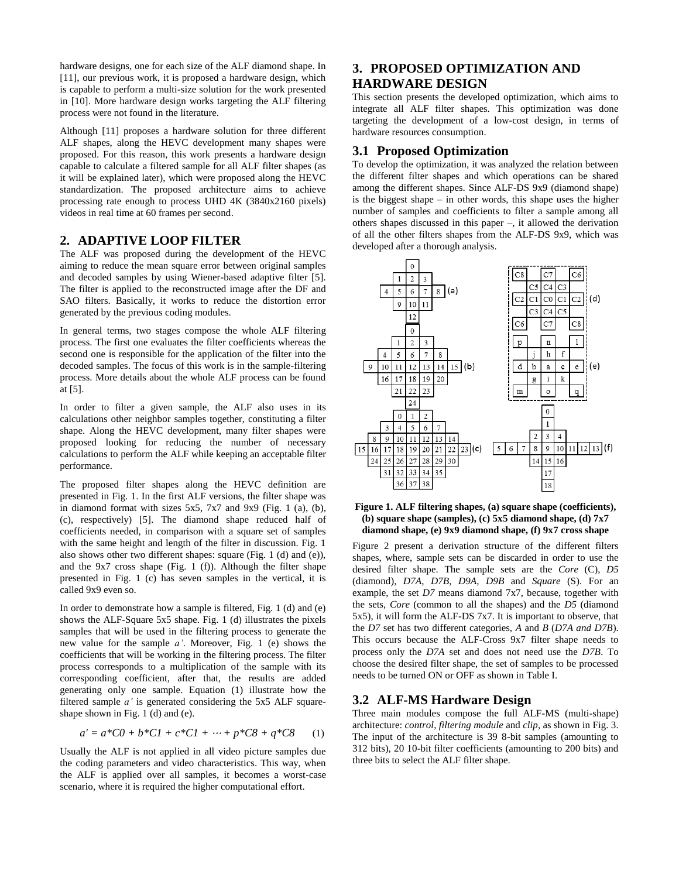hardware designs, one for each size of the ALF diamond shape. In [11], our previous work, it is proposed a hardware design, which is capable to perform a multi-size solution for the work presented in [10]. More hardware design works targeting the ALF filtering process were not found in the literature.

Although [11] proposes a hardware solution for three different ALF shapes, along the HEVC development many shapes were proposed. For this reason, this work presents a hardware design capable to calculate a filtered sample for all ALF filter shapes (as it will be explained later), which were proposed along the HEVC standardization. The proposed architecture aims to achieve processing rate enough to process UHD 4K (3840x2160 pixels) videos in real time at 60 frames per second.

## 2. ADAPTIVE LOOP FILTER

The ALF was proposed during the development of the HEVC aiming to reduce the mean square error between original samples and decoded samples by using Wiener-based adaptive filter [5]. The filter is applied to the reconstructed image after the DF and SAO filters. Basically, it works to reduce the distortion error generated by the previous coding modules.

In general terms, two stages compose the whole ALF filtering process. The first one evaluates the filter coefficients whereas the second one is responsible for the application of the filter into the decoded samples. The focus of this work is in the sample-filtering process. More details about the whole ALF process can be found at [5].

In order to filter a given sample, the ALF also uses in its calculations other neighbor samples together, constituting a filter shape. Along the HEVC development, many filter shapes were proposed looking for reducing the number of necessary calculations to perform the ALF while keeping an acceptable filter performance.

The proposed filter shapes along the HEVC definition are presented in Fig. 1. In the first ALF versions, the filter shape was in diamond format with sizes 5x5, 7x7 and 9x9 (Fig. 1 (a), (b), (c), respectively) [5]. The diamond shape reduced half of coefficients needed, in comparison with a square set of samples with the same height and length of the filter in discussion. Fig. 1 also shows other two different shapes: square (Fig. 1 (d) and (e)), and the 9x7 cross shape (Fig. 1 (f)). Although the filter shape presented in Fig. 1 (c) has seven samples in the vertical, it is called 9x9 even so.

In order to demonstrate how a sample is filtered, Fig. 1 (d) and (e) shows the ALF-Square 5x5 shape. Fig. 1 (d) illustrates the pixels samples that will be used in the filtering process to generate the new value for the sample *a'*. Moreover, Fig. 1 (e) shows the coefficients that will be working in the filtering process. The filter process corresponds to a multiplication of the sample with its corresponding coefficient, after that, the results are added generating only one sample. Equation (1) illustrate how the filtered sample *a'* is generated considering the 5x5 ALF square-shape shown in Fig. 1 (d) and (e).

$$a' = a*C0 + b*C1 + c*C1 + \cdots + p*C8 + q*C8 \qquad (1)$$

Usually the ALF is not applied in all video picture samples due the coding parameters and video characteristics. This way, when the ALF is applied over all samples, it becomes a worst-case scenario, where it is required the higher computational effort.

## 3. PROPOSED OPTIMIZATION AND HARDWARE DESIGN

This section presents the developed optimization, which aims to integrate all ALF filter shapes. This optimization was done targeting the development of a low-cost design, in terms of hardware resources consumption.

### 3.1 Proposed Optimization

To develop the optimization, it was analyzed the relation between the different filter shapes and which operations can be shared among the different shapes. Since ALF-DS 9x9 (diamond shape) is the biggest shape – in other words, this shape uses the higher number of samples and coefficients to filter a sample among all others shapes discussed in this paper –, it allowed the derivation of all the other filters shapes from the ALF-DS 9x9, which was developed after a thorough analysis.

**Figure 1. ALF filtering shapes, (a) square shape (coefficients), (b) square shape (samples), (c) 5x5 diamond shape, (d) 7x7 diamond shape, (e) 9x9 diamond shape, (f) 9x7 cross shape**

Figure 2 present a derivation structure of the different filters shapes, where, sample sets can be discarded in order to use the desired filter shape. The sample sets are the *Core* (C), *D5* (diamond), *D7A*, *D7B*, *D9A*, *D9B* and *Square* (S). For an example, the set *D7* means diamond 7x7, because, together with the sets, *Core* (common to all the shapes) and the *D5* (diamond 5x5), it will form the ALF-DS 7x7. It is important to observe, that the *D7* set has two different categories, *A* and *B* (*D7A and D7B*). This occurs because the ALF-Cross 9x7 filter shape needs to process only the *D7A* set and does not need use the *D7B*. To choose the desired filter shape, the set of samples to be processed needs to be turned ON or OFF as shown in Table I.

### 3.2 ALF-MS Hardware Design

Three main modules compose the full ALF-MS (multi-shape) architecture: *control*, *filtering module* and *clip*, as shown in Fig. 3. The input of the architecture is 39 8-bit samples (amounting to 312 bits), 20 10-bit filter coefficients (amounting to 200 bits) and three bits to select the ALF filter shape.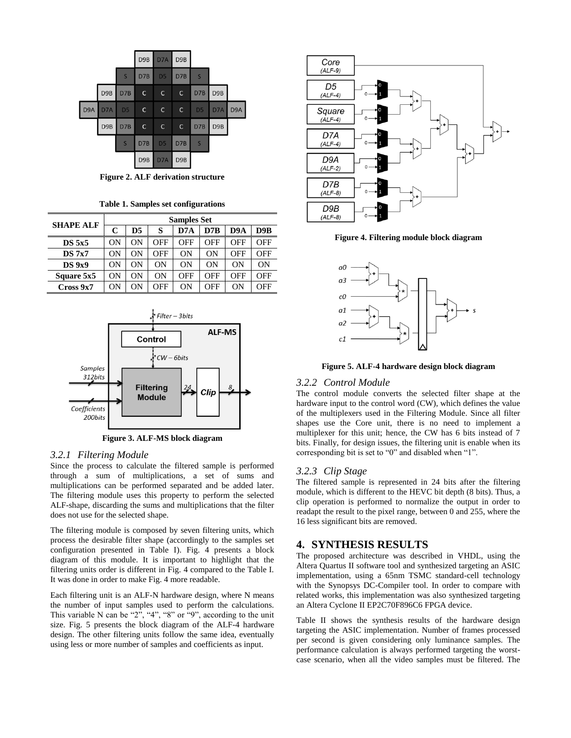Figure 2. ALF derivation structure

**Table 1. Samples set configurations**

| SHAPE ALF | Samples Set | | | | | | |
|---|---|---|---|---|---|---|---|
| | C | D5 | S | D7A | D7B | D9A | D9B |
| DS 5x5 | ON | ON | OFF | OFF | OFF | OFF | OFF |
| DS 7x7 | ON | ON | OFF | ON | ON | OFF | OFF |
| DS 9x9 | ON | ON | ON | ON | ON | ON | ON |
| Square 5x5 | ON | ON | ON | OFF | OFF | OFF | OFF |
| Cross 9x7 | ON | ON | OFF | ON | OFF | ON | OFF |

Figure 3. ALF-MS block diagram

### *3.2.1 Filtering Module*

Since the process to calculate the filtered sample is performed through a sum of multiplications, a set of sums and multiplications can be performed separated and be added later. The filtering module uses this property to perform the selected ALF-shape, discarding the sums and multiplications that the filter does not use for the selected shape.

The filtering module is composed by seven filtering units, which process the desirable filter shape (accordingly to the samples set configuration presented in Table I). Fig. 4 presents a block diagram of this module. It is important to highlight that the filtering units order is different in Fig. 4 compared to the Table I. It was done in order to make Fig. 4 more readable.

Each filtering unit is an ALF-N hardware design, where N means the number of input samples used to perform the calculations. This variable N can be "2", "4", "8" or "9", according to the unit size. Fig. 5 presents the block diagram of the ALF-4 hardware design. The other filtering units follow the same idea, eventually using less or more number of samples and coefficients as input.

Figure 4. Filtering module block diagram

Figure 5. ALF-4 hardware design block diagram

### *3.2.2 Control Module*

The control module converts the selected filter shape at the hardware input to the control word (CW), which defines the value of the multiplexers used in the Filtering Module. Since all filter shapes use the Core unit, there is no need to implement a multiplexer for this unit; hence, the CW has 6 bits instead of 7 bits. Finally, for design issues, the filtering unit is enable when its corresponding bit is set to "0" and disabled when "1".

### *3.2.3 Clip Stage*

The filtered sample is represented in 24 bits after the filtering module, which is different to the HEVC bit depth (8 bits). Thus, a clip operation is performed to normalize the output in order to readapt the result to the pixel range, between 0 and 255, where the 16 less significant bits are removed.

## 4. SYNTHESIS RESULTS

The proposed architecture was described in VHDL, using the Altera Quartus II software tool and synthesized targeting an ASIC implementation, using a 65nm TSMC standard-cell technology with the Synopsys DC-Compiler tool. In order to compare with related works, this implementation was also synthesized targeting an Altera Cyclone II EP2C70F896C6 FPGA device.

Table II shows the synthesis results of the hardware design targeting the ASIC implementation. Number of frames processed per second is given considering only luminance samples. The performance calculation is always performed targeting the worst-case scenario, when all the video samples must be filtered. The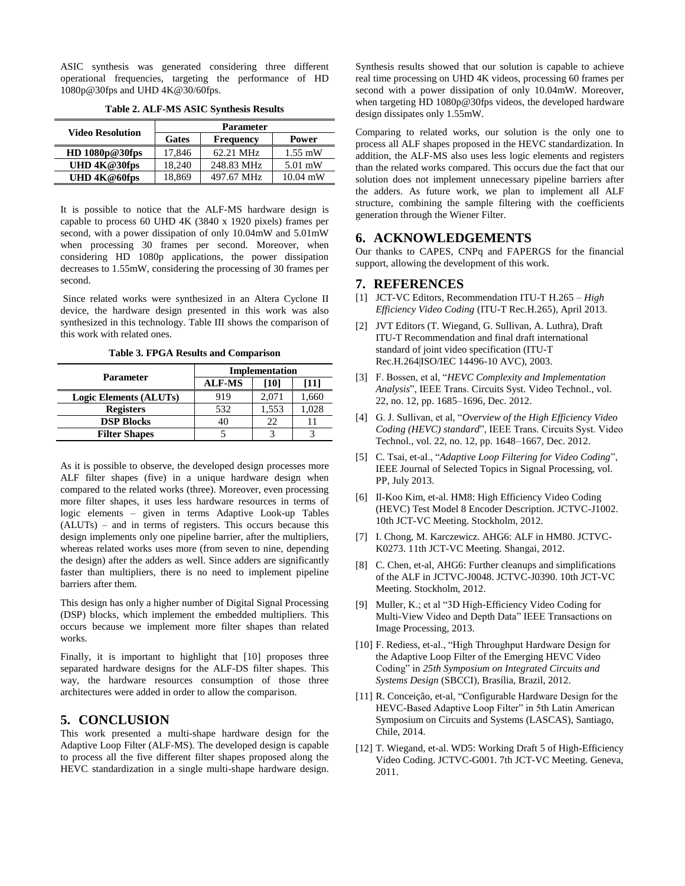ASIC synthesis was generated considering three different operational frequencies, targeting the performance of HD 1080p@30fps and UHD 4K@30/60fps.

**Table 2. ALF-MS ASIC Synthesis Results**

| Video Resolution | Parameter | | |
|---|---|---|---|
| | Gates | Frequency | Power |
| **HD 1080p@30fps** | 17,846 | 62.21 MHz | 1.55 mW |
| **UHD 4K@30fps** | 18,240 | 248.83 MHz | 5.01 mW |
| **UHD 4K@60fps** | 18,869 | 497.67 MHz | 10.04 mW |

It is possible to notice that the ALF-MS hardware design is capable to process 60 UHD 4K (3840 x 1920 pixels) frames per second, with a power dissipation of only 10.04mW and 5.01mW when processing 30 frames per second. Moreover, when considering HD 1080p applications, the power dissipation decreases to 1.55mW, considering the processing of 30 frames per second.

Since related works were synthesized in an Altera Cyclone II device, the hardware design presented in this work was also synthesized in this technology. Table III shows the comparison of this work with related ones.

**Table 3. FPGA Results and Comparison**

| Parameter | Implementation | | |
|---|---|---|---|
| | ALF-MS | [10] | [11] |
| **Logic Elements (ALUTs)** | 919 | 2,071 | 1,660 |
| **Registers** | 532 | 1,553 | 1,028 |
| **DSP Blocks** | 40 | 22 | 11 |
| **Filter Shapes** | 5 | 3 | 3 |

As it is possible to observe, the developed design processes more ALF filter shapes (five) in a unique hardware design when compared to the related works (three). Moreover, even processing more filter shapes, it uses less hardware resources in terms of logic elements – given in terms Adaptive Look-up Tables (ALUTs) – and in terms of registers. This occurs because this design implements only one pipeline barrier, after the multipliers, whereas related works uses more (from seven to nine, depending the design) after the adders as well. Since adders are significantly faster than multipliers, there is no need to implement pipeline barriers after them.

This design has only a higher number of Digital Signal Processing (DSP) blocks, which implement the embedded multipliers. This occurs because we implement more filter shapes than related works.

Finally, it is important to highlight that [10] proposes three separated hardware designs for the ALF-DS filter shapes. This way, the hardware resources consumption of those three architectures were added in order to allow the comparison.

## 5. CONCLUSION

This work presented a multi-shape hardware design for the Adaptive Loop Filter (ALF-MS). The developed design is capable to process all the five different filter shapes proposed along the HEVC standardization in a single multi-shape hardware design. Synthesis results showed that our solution is capable to achieve real time processing on UHD 4K videos, processing 60 frames per second with a power dissipation of only 10.04mW. Moreover, when targeting HD 1080p@30fps videos, the developed hardware design dissipates only 1.55mW.

Comparing to related works, our solution is the only one to process all ALF shapes proposed in the HEVC standardization. In addition, the ALF-MS also uses less logic elements and registers than the related works compared. This occurs due the fact that our solution does not implement unnecessary pipeline barriers after the adders. As future work, we plan to implement all ALF structure, combining the sample filtering with the coefficients generation through the Wiener Filter.

## 6. ACKNOWLEDGEMENTS

Our thanks to CAPES, CNPq and FAPERGS for the financial support, allowing the development of this work.

## 7. REFERENCES

[1] JCT-VC Editors, Recommendation ITU-T H.265 – *High Efficiency Video Coding* (ITU-T Rec.H.265), April 2013.

[2] JVT Editors (T. Wiegand, G. Sullivan, A. Luthra), Draft ITU-T Recommendation and final draft international standard of joint video specification (ITU-T Rec.H.264|ISO/IEC 14496-10 AVC), 2003.

[3] F. Bossen, et al, "*HEVC Complexity and Implementation Analysis*", IEEE Trans. Circuits Syst. Video Technol., vol. 22, no. 12, pp. 1685–1696, Dec. 2012.

[4] G. J. Sullivan, et al, "*Overview of the High Efficiency Video Coding (HEVC) standard*", IEEE Trans. Circuits Syst. Video Technol., vol. 22, no. 12, pp. 1648–1667, Dec. 2012.

[5] C. Tsai, et-al., "*Adaptive Loop Filtering for Video Coding*", IEEE Journal of Selected Topics in Signal Processing, vol. PP, July 2013.

[6] Il-Koo Kim, et-al. HM8: High Efficiency Video Coding (HEVC) Test Model 8 Encoder Description. JCTVC-J1002. 10th JCT-VC Meeting. Stockholm, 2012.

[7] I. Chong, M. Karczewicz. AHG6: ALF in HM80. JCTVC-K0273. 11th JCT-VC Meeting. Shangai, 2012.

[8] C. Chen, et-al, AHG6: Further cleanups and simplifications of the ALF in JCTVC-J0048. JCTVC-J0390. 10th JCT-VC Meeting. Stockholm, 2012.

[9] Muller, K.; et al "3D High-Efficiency Video Coding for Multi-View Video and Depth Data" IEEE Transactions on Image Processing, 2013.

[10] F. Rediess, et-al., "High Throughput Hardware Design for the Adaptive Loop Filter of the Emerging HEVC Video Coding" in *25th Symposium on Integrated Circuits and Systems Design* (SBCCI), Brasília, Brazil, 2012.

[11] R. Conceição, et-al, "Configurable Hardware Design for the HEVC-Based Adaptive Loop Filter" in 5th Latin American Symposium on Circuits and Systems (LASCAS), Santiago, Chile, 2014.

[12] T. Wiegand, et-al. WD5: Working Draft 5 of High-Efficiency Video Coding. JCTVC-G001. 7th JCT-VC Meeting. Geneva, 2011.